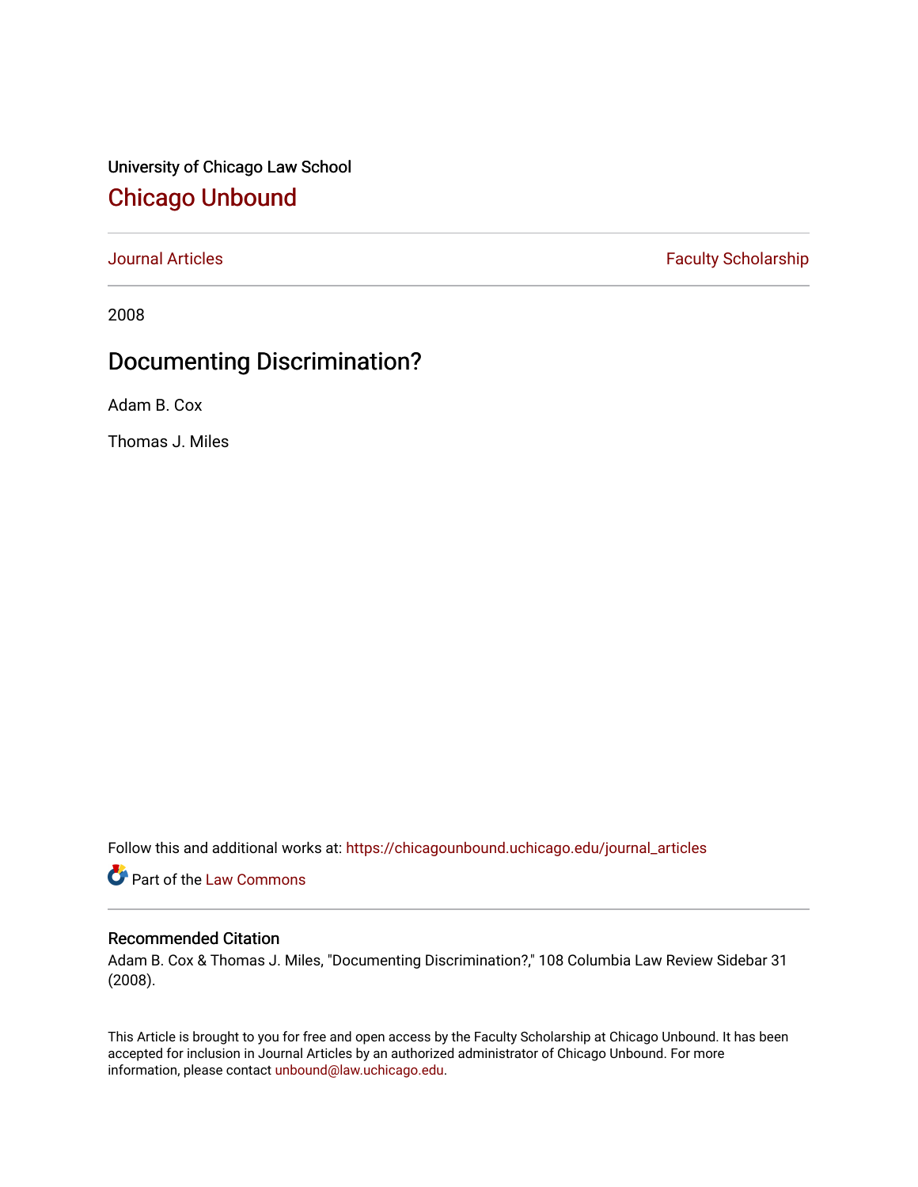University of Chicago Law School

# Chicago Unbound

Journal Articles | Faculty Scholarship

2008

## Documenting Discrimination?

Adam B. Cox

Thomas J. Miles

Follow this and additional works at: https://chicagounbound.uchicago.edu/journal_articles

Part of the Law Commons

### Recommended Citation

Adam B. Cox & Thomas J. Miles, "Documenting Discrimination?," 108 Columbia Law Review Sidebar 31 (2008).

This Article is brought to you for free and open access by the Faculty Scholarship at Chicago Unbound. It has been accepted for inclusion in Journal Articles by an authorized administrator of Chicago Unbound. For more information, please contact unbound@law.uchicago.edu.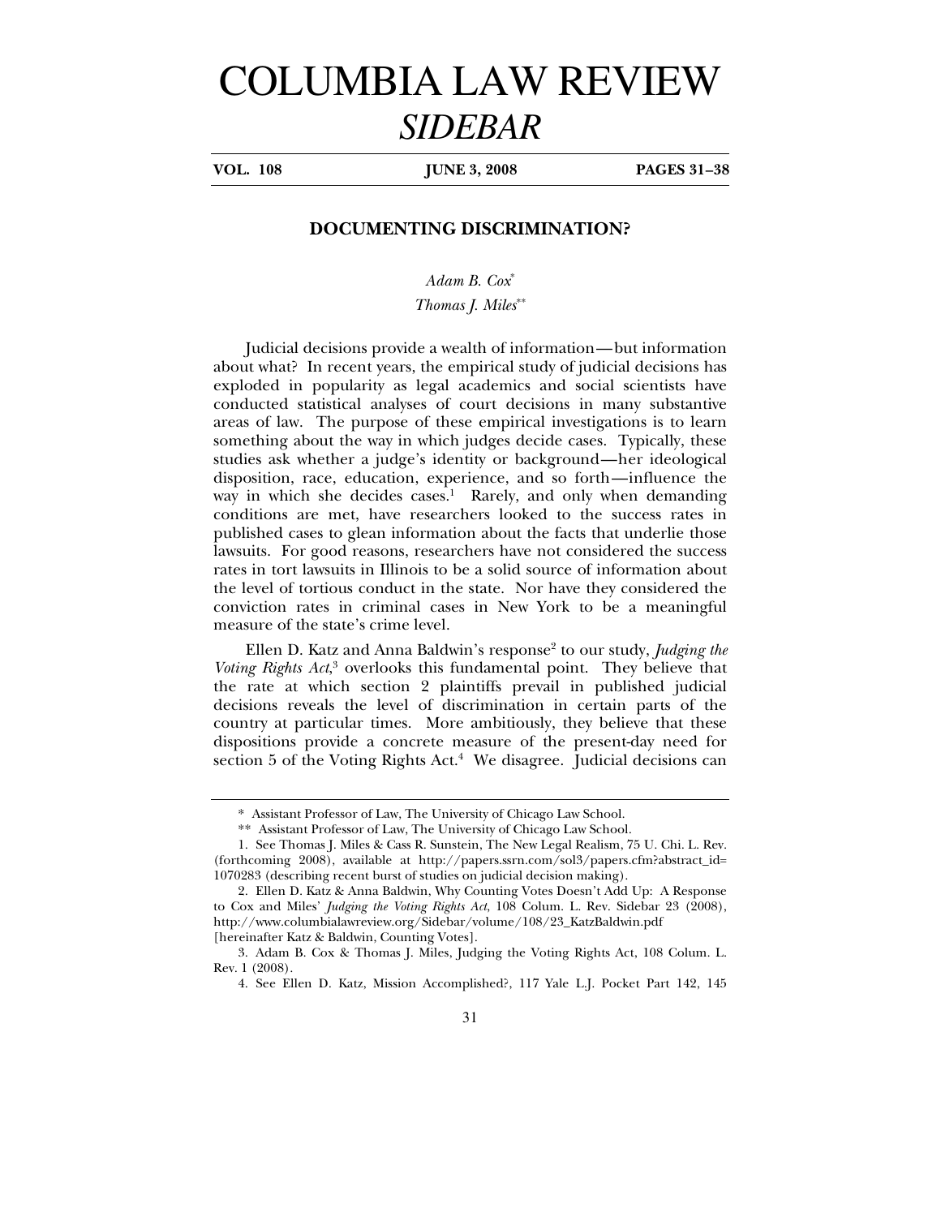# COLUMBIA LAW REVIEW *SIDEBAR*

**VOL. 108 — JUNE 3, 2008 — PAGES 31–38**

## DOCUMENTING DISCRIMINATION?

*Adam B. Cox*[*]

*Thomas J. Miles*[**]

Judicial decisions provide a wealth of information—but information about what? In recent years, the empirical study of judicial decisions has exploded in popularity as legal academics and social scientists have conducted statistical analyses of court decisions in many substantive areas of law. The purpose of these empirical investigations is to learn something about the way in which judges decide cases. Typically, these studies ask whether a judge's identity or background—her ideological disposition, race, education, experience, and so forth—influence the way in which she decides cases.[1] Rarely, and only when demanding conditions are met, have researchers looked to the success rates in published cases to glean information about the facts that underlie those lawsuits. For good reasons, researchers have not considered the success rates in tort lawsuits in Illinois to be a solid source of information about the level of tortious conduct in the state. Nor have they considered the conviction rates in criminal cases in New York to be a meaningful measure of the state's crime level.

Ellen D. Katz and Anna Baldwin's response[2] to our study, *Judging the Voting Rights Act*,[3] overlooks this fundamental point. They believe that the rate at which section 2 plaintiffs prevail in published judicial decisions reveals the level of discrimination in certain parts of the country at particular times. More ambitiously, they believe that these dispositions provide a concrete measure of the present-day need for section 5 of the Voting Rights Act.[4] We disagree. Judicial decisions can

---

\* Assistant Professor of Law, The University of Chicago Law School.

\*\* Assistant Professor of Law, The University of Chicago Law School.

1. See Thomas J. Miles & Cass R. Sunstein, The New Legal Realism, 75 U. Chi. L. Rev. (forthcoming 2008), available at http://papers.ssrn.com/sol3/papers.cfm?abstract_id=1070283 (describing recent burst of studies on judicial decision making).

2. Ellen D. Katz & Anna Baldwin, Why Counting Votes Doesn't Add Up: A Response to Cox and Miles' *Judging the Voting Rights Act*, 108 Colum. L. Rev. Sidebar 23 (2008), http://www.columbialawreview.org/Sidebar/volume/108/23_KatzBaldwin.pdf [hereinafter Katz & Baldwin, Counting Votes].

3. Adam B. Cox & Thomas J. Miles, Judging the Voting Rights Act, 108 Colum. L. Rev. 1 (2008).

4. See Ellen D. Katz, Mission Accomplished?, 117 Yale L.J. Pocket Part 142, 145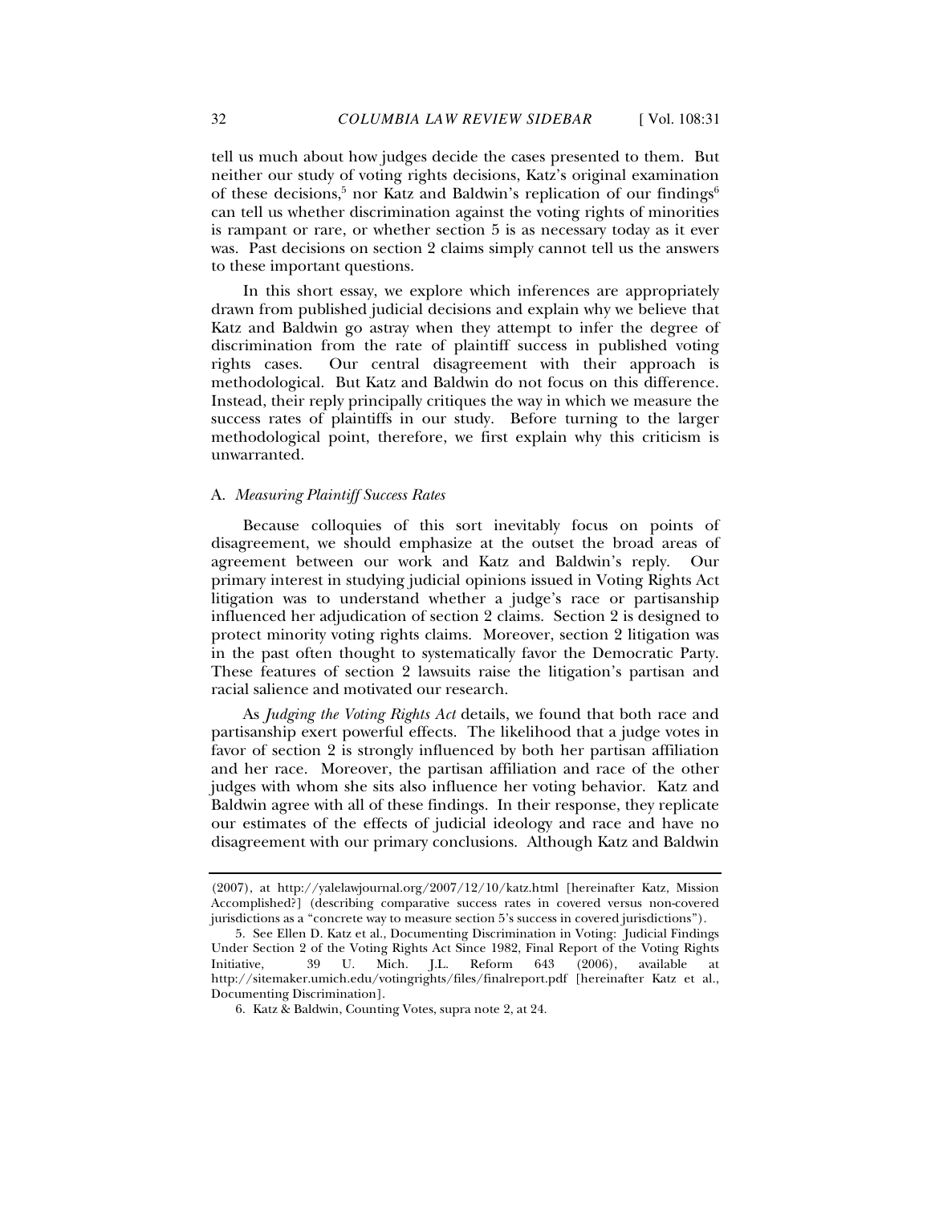tell us much about how judges decide the cases presented to them. But neither our study of voting rights decisions, Katz's original examination of these decisions,[5] nor Katz and Baldwin's replication of our findings[6] can tell us whether discrimination against the voting rights of minorities is rampant or rare, or whether section 5 is as necessary today as it ever was. Past decisions on section 2 claims simply cannot tell us the answers to these important questions.

In this short essay, we explore which inferences are appropriately drawn from published judicial decisions and explain why we believe that Katz and Baldwin go astray when they attempt to infer the degree of discrimination from the rate of plaintiff success in published voting rights cases. Our central disagreement with their approach is methodological. But Katz and Baldwin do not focus on this difference. Instead, their reply principally critiques the way in which we measure the success rates of plaintiffs in our study. Before turning to the larger methodological point, therefore, we first explain why this criticism is unwarranted.

## A. *Measuring Plaintiff Success Rates*

Because colloquies of this sort inevitably focus on points of disagreement, we should emphasize at the outset the broad areas of agreement between our work and Katz and Baldwin's reply. Our primary interest in studying judicial opinions issued in Voting Rights Act litigation was to understand whether a judge's race or partisanship influenced her adjudication of section 2 claims. Section 2 is designed to protect minority voting rights claims. Moreover, section 2 litigation was in the past often thought to systematically favor the Democratic Party. These features of section 2 lawsuits raise the litigation's partisan and racial salience and motivated our research.

As *Judging the Voting Rights Act* details, we found that both race and partisanship exert powerful effects. The likelihood that a judge votes in favor of section 2 is strongly influenced by both her partisan affiliation and her race. Moreover, the partisan affiliation and race of the other judges with whom she sits also influence her voting behavior. Katz and Baldwin agree with all of these findings. In their response, they replicate our estimates of the effects of judicial ideology and race and have no disagreement with our primary conclusions. Although Katz and Baldwin

---

(2007), at http://yalelawjournal.org/2007/12/10/katz.html [hereinafter Katz, Mission Accomplished?] (describing comparative success rates in covered versus non-covered jurisdictions as a "concrete way to measure section 5's success in covered jurisdictions").

5. See Ellen D. Katz et al., Documenting Discrimination in Voting: Judicial Findings Under Section 2 of the Voting Rights Act Since 1982, Final Report of the Voting Rights Initiative, 39 U. Mich. J.L. Reform 643 (2006), available at http://sitemaker.umich.edu/votingrights/files/finalreport.pdf [hereinafter Katz et al., Documenting Discrimination].

6. Katz & Baldwin, Counting Votes, supra note 2, at 24.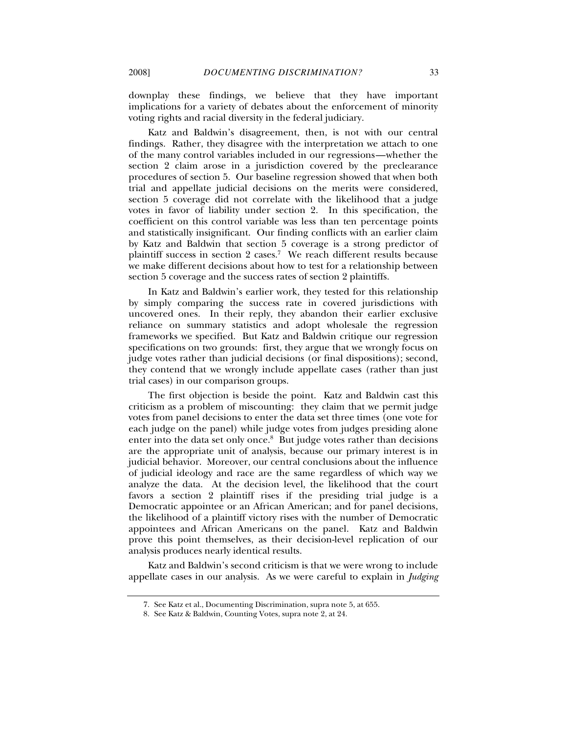downplay these findings, we believe that they have important implications for a variety of debates about the enforcement of minority voting rights and racial diversity in the federal judiciary.

Katz and Baldwin's disagreement, then, is not with our central findings. Rather, they disagree with the interpretation we attach to one of the many control variables included in our regressions—whether the section 2 claim arose in a jurisdiction covered by the preclearance procedures of section 5. Our baseline regression showed that when both trial and appellate judicial decisions on the merits were considered, section 5 coverage did not correlate with the likelihood that a judge votes in favor of liability under section 2. In this specification, the coefficient on this control variable was less than ten percentage points and statistically insignificant. Our finding conflicts with an earlier claim by Katz and Baldwin that section 5 coverage is a strong predictor of plaintiff success in section 2 cases.[7] We reach different results because we make different decisions about how to test for a relationship between section 5 coverage and the success rates of section 2 plaintiffs.

In Katz and Baldwin's earlier work, they tested for this relationship by simply comparing the success rate in covered jurisdictions with uncovered ones. In their reply, they abandon their earlier exclusive reliance on summary statistics and adopt wholesale the regression frameworks we specified. But Katz and Baldwin critique our regression specifications on two grounds: first, they argue that we wrongly focus on judge votes rather than judicial decisions (or final dispositions); second, they contend that we wrongly include appellate cases (rather than just trial cases) in our comparison groups.

The first objection is beside the point. Katz and Baldwin cast this criticism as a problem of miscounting: they claim that we permit judge votes from panel decisions to enter the data set three times (one vote for each judge on the panel) while judge votes from judges presiding alone enter into the data set only once.[8] But judge votes rather than decisions are the appropriate unit of analysis, because our primary interest is in judicial behavior. Moreover, our central conclusions about the influence of judicial ideology and race are the same regardless of which way we analyze the data. At the decision level, the likelihood that the court favors a section 2 plaintiff rises if the presiding trial judge is a Democratic appointee or an African American; and for panel decisions, the likelihood of a plaintiff victory rises with the number of Democratic appointees and African Americans on the panel. Katz and Baldwin prove this point themselves, as their decision-level replication of our analysis produces nearly identical results.

Katz and Baldwin's second criticism is that we were wrong to include appellate cases in our analysis. As we were careful to explain in *Judging*

---

7. See Katz et al., Documenting Discrimination, supra note 5, at 655.

8. See Katz & Baldwin, Counting Votes, supra note 2, at 24.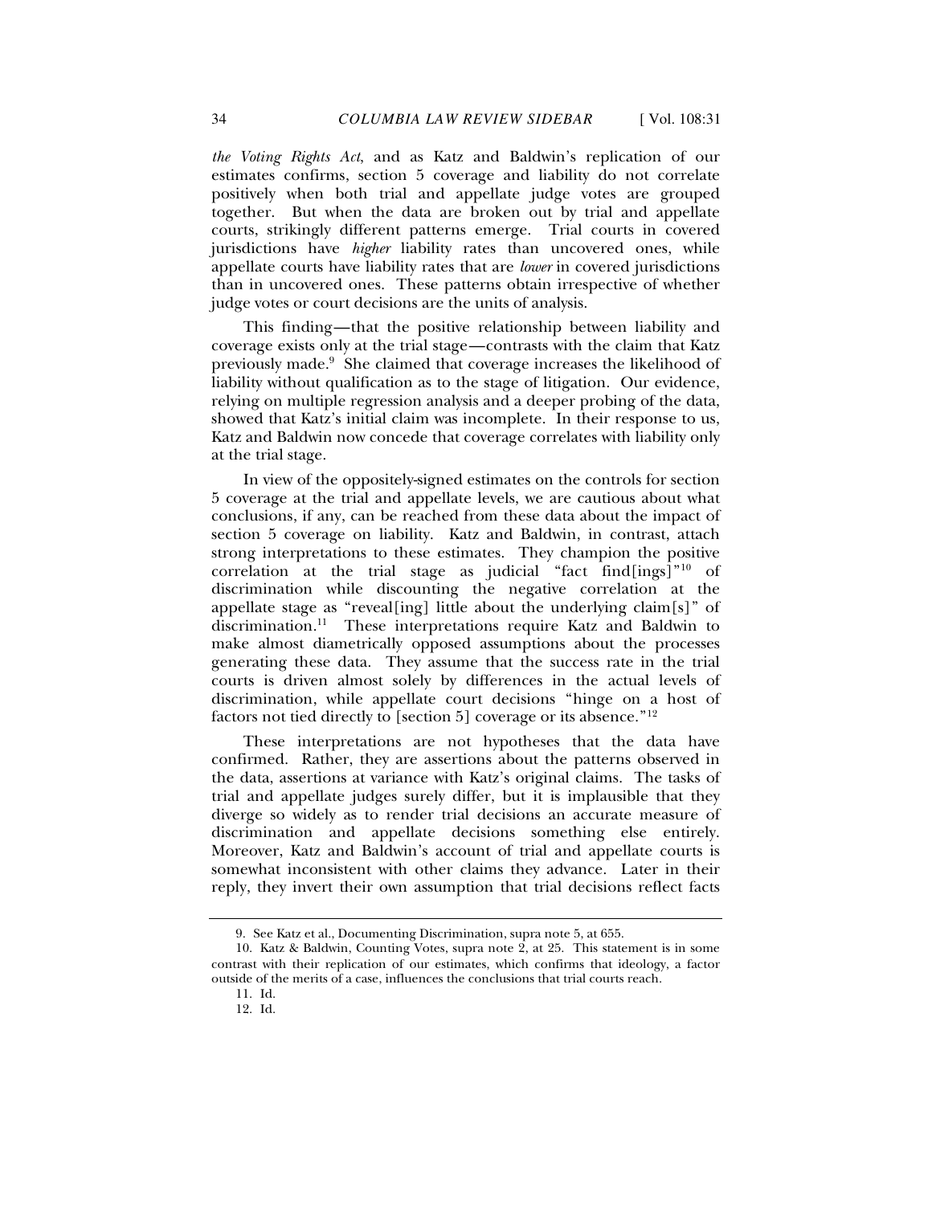*the Voting Rights Act*, and as Katz and Baldwin's replication of our estimates confirms, section 5 coverage and liability do not correlate positively when both trial and appellate judge votes are grouped together. But when the data are broken out by trial and appellate courts, strikingly different patterns emerge. Trial courts in covered jurisdictions have *higher* liability rates than uncovered ones, while appellate courts have liability rates that are *lower* in covered jurisdictions than in uncovered ones. These patterns obtain irrespective of whether judge votes or court decisions are the units of analysis.

This finding—that the positive relationship between liability and coverage exists only at the trial stage—contrasts with the claim that Katz previously made.[9] She claimed that coverage increases the likelihood of liability without qualification as to the stage of litigation. Our evidence, relying on multiple regression analysis and a deeper probing of the data, showed that Katz's initial claim was incomplete. In their response to us, Katz and Baldwin now concede that coverage correlates with liability only at the trial stage.

In view of the oppositely-signed estimates on the controls for section 5 coverage at the trial and appellate levels, we are cautious about what conclusions, if any, can be reached from these data about the impact of section 5 coverage on liability. Katz and Baldwin, in contrast, attach strong interpretations to these estimates. They champion the positive correlation at the trial stage as judicial "fact find[ings]"[10] of discrimination while discounting the negative correlation at the appellate stage as "reveal[ing] little about the underlying claim[s]" of discrimination.[11] These interpretations require Katz and Baldwin to make almost diametrically opposed assumptions about the processes generating these data. They assume that the success rate in the trial courts is driven almost solely by differences in the actual levels of discrimination, while appellate court decisions "hinge on a host of factors not tied directly to [section 5] coverage or its absence."[12]

These interpretations are not hypotheses that the data have confirmed. Rather, they are assertions about the patterns observed in the data, assertions at variance with Katz's original claims. The tasks of trial and appellate judges surely differ, but it is implausible that they diverge so widely as to render trial decisions an accurate measure of discrimination and appellate decisions something else entirely. Moreover, Katz and Baldwin's account of trial and appellate courts is somewhat inconsistent with other claims they advance. Later in their reply, they invert their own assumption that trial decisions reflect facts

---

9. See Katz et al., Documenting Discrimination, supra note 5, at 655.

10. Katz & Baldwin, Counting Votes, supra note 2, at 25. This statement is in some contrast with their replication of our estimates, which confirms that ideology, a factor outside of the merits of a case, influences the conclusions that trial courts reach.

11. Id.

12. Id.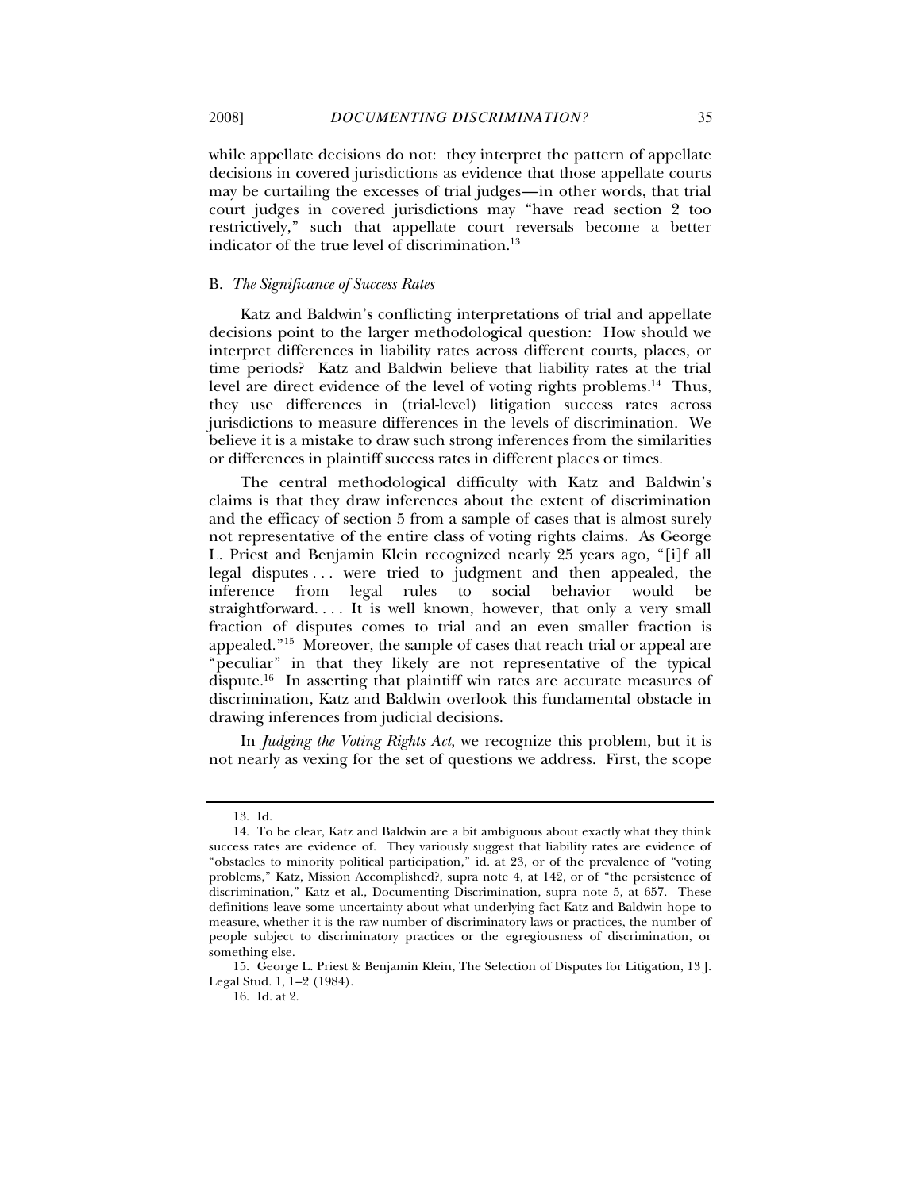while appellate decisions do not: they interpret the pattern of appellate decisions in covered jurisdictions as evidence that those appellate courts may be curtailing the excesses of trial judges—in other words, that trial court judges in covered jurisdictions may "have read section 2 too restrictively," such that appellate court reversals become a better indicator of the true level of discrimination.[13]

### B. *The Significance of Success Rates*

Katz and Baldwin's conflicting interpretations of trial and appellate decisions point to the larger methodological question: How should we interpret differences in liability rates across different courts, places, or time periods? Katz and Baldwin believe that liability rates at the trial level are direct evidence of the level of voting rights problems.[14] Thus, they use differences in (trial-level) litigation success rates across jurisdictions to measure differences in the levels of discrimination. We believe it is a mistake to draw such strong inferences from the similarities or differences in plaintiff success rates in different places or times.

The central methodological difficulty with Katz and Baldwin's claims is that they draw inferences about the extent of discrimination and the efficacy of section 5 from a sample of cases that is almost surely not representative of the entire class of voting rights claims. As George L. Priest and Benjamin Klein recognized nearly 25 years ago, "[i]f all legal disputes . . . were tried to judgment and then appealed, the inference from legal rules to social behavior would be straightforward. . . . It is well known, however, that only a very small fraction of disputes comes to trial and an even smaller fraction is appealed."[15] Moreover, the sample of cases that reach trial or appeal are "peculiar" in that they likely are not representative of the typical dispute.[16] In asserting that plaintiff win rates are accurate measures of discrimination, Katz and Baldwin overlook this fundamental obstacle in drawing inferences from judicial decisions.

In *Judging the Voting Rights Act*, we recognize this problem, but it is not nearly as vexing for the set of questions we address. First, the scope

---

13. Id.

14. To be clear, Katz and Baldwin are a bit ambiguous about exactly what they think success rates are evidence of. They variously suggest that liability rates are evidence of "obstacles to minority political participation," id. at 23, or of the prevalence of "voting problems," Katz, Mission Accomplished?, supra note 4, at 142, or of "the persistence of discrimination," Katz et al., Documenting Discrimination, supra note 5, at 657. These definitions leave some uncertainty about what underlying fact Katz and Baldwin hope to measure, whether it is the raw number of discriminatory laws or practices, the number of people subject to discriminatory practices or the egregiousness of discrimination, or something else.

15. George L. Priest & Benjamin Klein, The Selection of Disputes for Litigation, 13 J. Legal Stud. 1, 1–2 (1984).

16. Id. at 2.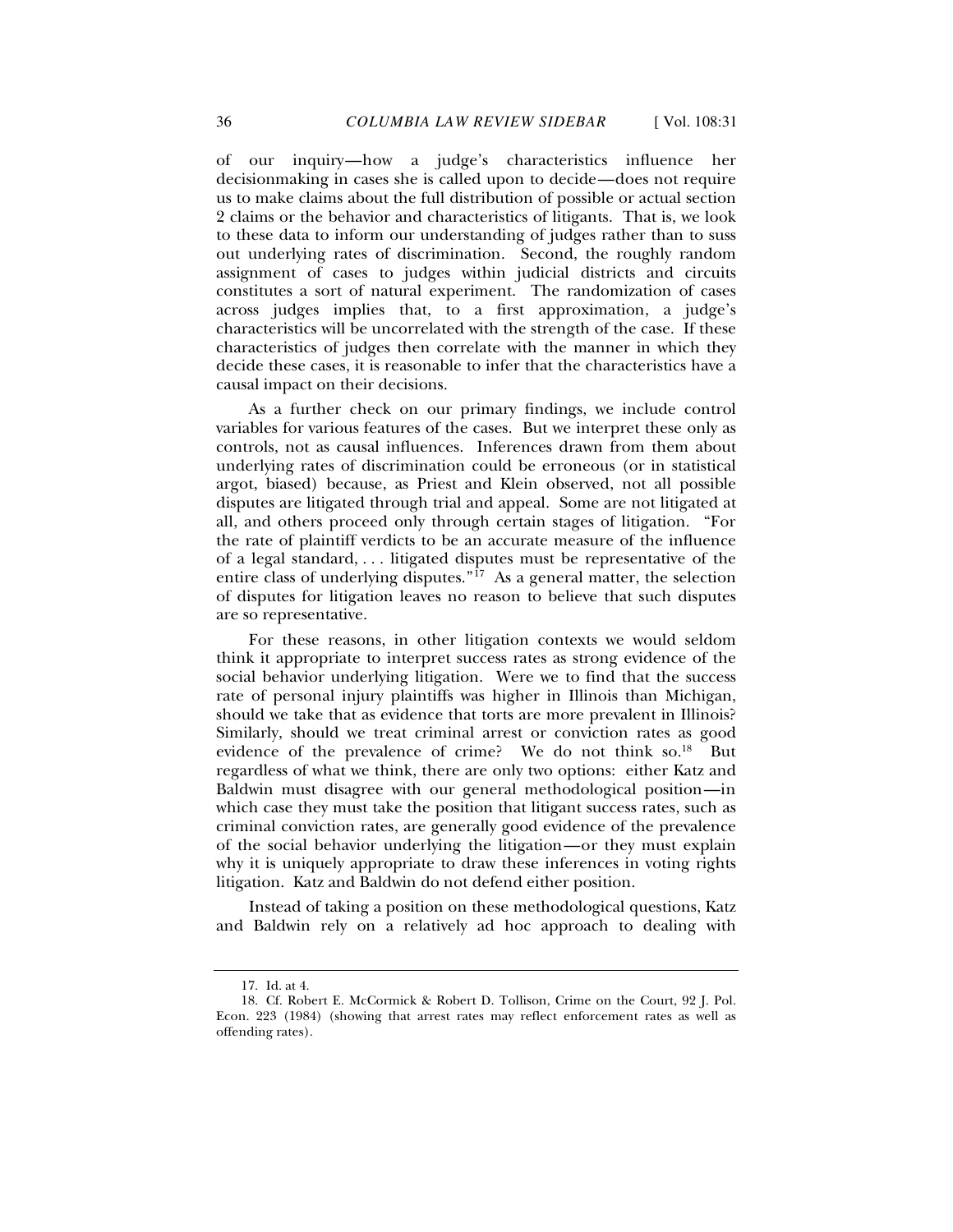of our inquiry—how a judge's characteristics influence her decisionmaking in cases she is called upon to decide—does not require us to make claims about the full distribution of possible or actual section 2 claims or the behavior and characteristics of litigants. That is, we look to these data to inform our understanding of judges rather than to suss out underlying rates of discrimination. Second, the roughly random assignment of cases to judges within judicial districts and circuits constitutes a sort of natural experiment. The randomization of cases across judges implies that, to a first approximation, a judge's characteristics will be uncorrelated with the strength of the case. If these characteristics of judges then correlate with the manner in which they decide these cases, it is reasonable to infer that the characteristics have a causal impact on their decisions.

As a further check on our primary findings, we include control variables for various features of the cases. But we interpret these only as controls, not as causal influences. Inferences drawn from them about underlying rates of discrimination could be erroneous (or in statistical argot, biased) because, as Priest and Klein observed, not all possible disputes are litigated through trial and appeal. Some are not litigated at all, and others proceed only through certain stages of litigation. "For the rate of plaintiff verdicts to be an accurate measure of the influence of a legal standard, . . . litigated disputes must be representative of the entire class of underlying disputes."[17] As a general matter, the selection of disputes for litigation leaves no reason to believe that such disputes are so representative.

For these reasons, in other litigation contexts we would seldom think it appropriate to interpret success rates as strong evidence of the social behavior underlying litigation. Were we to find that the success rate of personal injury plaintiffs was higher in Illinois than Michigan, should we take that as evidence that torts are more prevalent in Illinois? Similarly, should we treat criminal arrest or conviction rates as good evidence of the prevalence of crime? We do not think so.[18] But regardless of what we think, there are only two options: either Katz and Baldwin must disagree with our general methodological position—in which case they must take the position that litigant success rates, such as criminal conviction rates, are generally good evidence of the prevalence of the social behavior underlying the litigation—or they must explain why it is uniquely appropriate to draw these inferences in voting rights litigation. Katz and Baldwin do not defend either position.

Instead of taking a position on these methodological questions, Katz and Baldwin rely on a relatively ad hoc approach to dealing with

---

17. Id. at 4.

18. Cf. Robert E. McCormick & Robert D. Tollison, Crime on the Court, 92 J. Pol. Econ. 223 (1984) (showing that arrest rates may reflect enforcement rates as well as offending rates).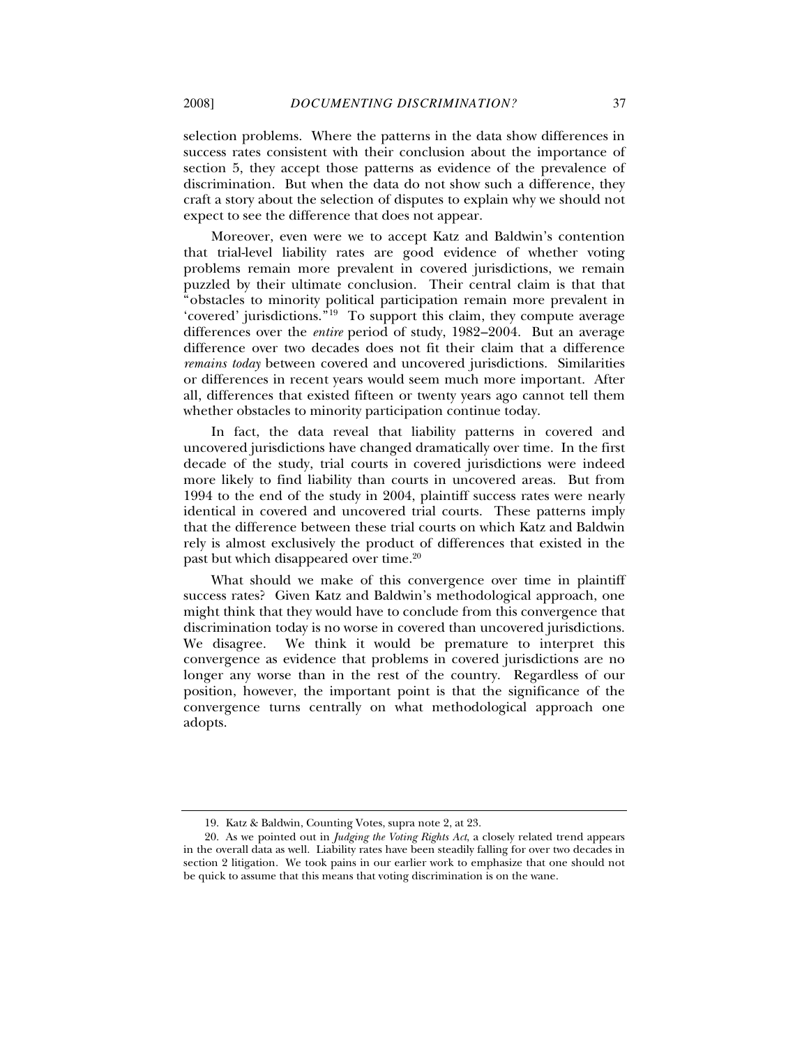selection problems. Where the patterns in the data show differences in success rates consistent with their conclusion about the importance of section 5, they accept those patterns as evidence of the prevalence of discrimination. But when the data do not show such a difference, they craft a story about the selection of disputes to explain why we should not expect to see the difference that does not appear.

Moreover, even were we to accept Katz and Baldwin's contention that trial-level liability rates are good evidence of whether voting problems remain more prevalent in covered jurisdictions, we remain puzzled by their ultimate conclusion. Their central claim is that that "obstacles to minority political participation remain more prevalent in 'covered' jurisdictions."[19] To support this claim, they compute average differences over the *entire* period of study, 1982–2004. But an average difference over two decades does not fit their claim that a difference *remains today* between covered and uncovered jurisdictions. Similarities or differences in recent years would seem much more important. After all, differences that existed fifteen or twenty years ago cannot tell them whether obstacles to minority participation continue today.

In fact, the data reveal that liability patterns in covered and uncovered jurisdictions have changed dramatically over time. In the first decade of the study, trial courts in covered jurisdictions were indeed more likely to find liability than courts in uncovered areas. But from 1994 to the end of the study in 2004, plaintiff success rates were nearly identical in covered and uncovered trial courts. These patterns imply that the difference between these trial courts on which Katz and Baldwin rely is almost exclusively the product of differences that existed in the past but which disappeared over time.[20]

What should we make of this convergence over time in plaintiff success rates? Given Katz and Baldwin's methodological approach, one might think that they would have to conclude from this convergence that discrimination today is no worse in covered than uncovered jurisdictions. We disagree. We think it would be premature to interpret this convergence as evidence that problems in covered jurisdictions are no longer any worse than in the rest of the country. Regardless of our position, however, the important point is that the significance of the convergence turns centrally on what methodological approach one adopts.

---

19. Katz & Baldwin, Counting Votes, supra note 2, at 23.

20. As we pointed out in *Judging the Voting Rights Act*, a closely related trend appears in the overall data as well. Liability rates have been steadily falling for over two decades in section 2 litigation. We took pains in our earlier work to emphasize that one should not be quick to assume that this means that voting discrimination is on the wane.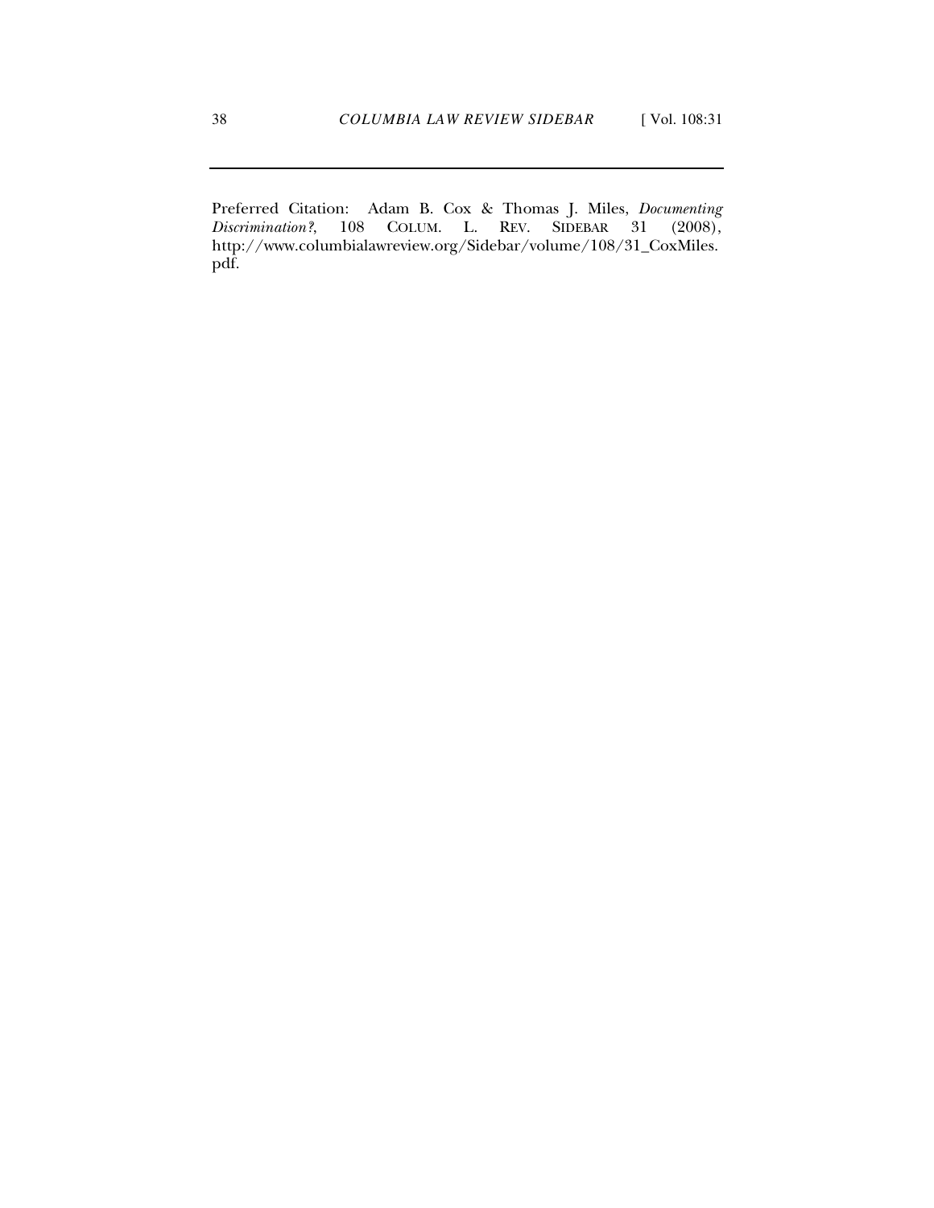Preferred Citation: Adam B. Cox & Thomas J. Miles, *Documenting Discrimination?*, 108 COLUM. L. REV. SIDEBAR 31 (2008), http://www.columbialawreview.org/Sidebar/volume/108/31_CoxMiles.pdf.